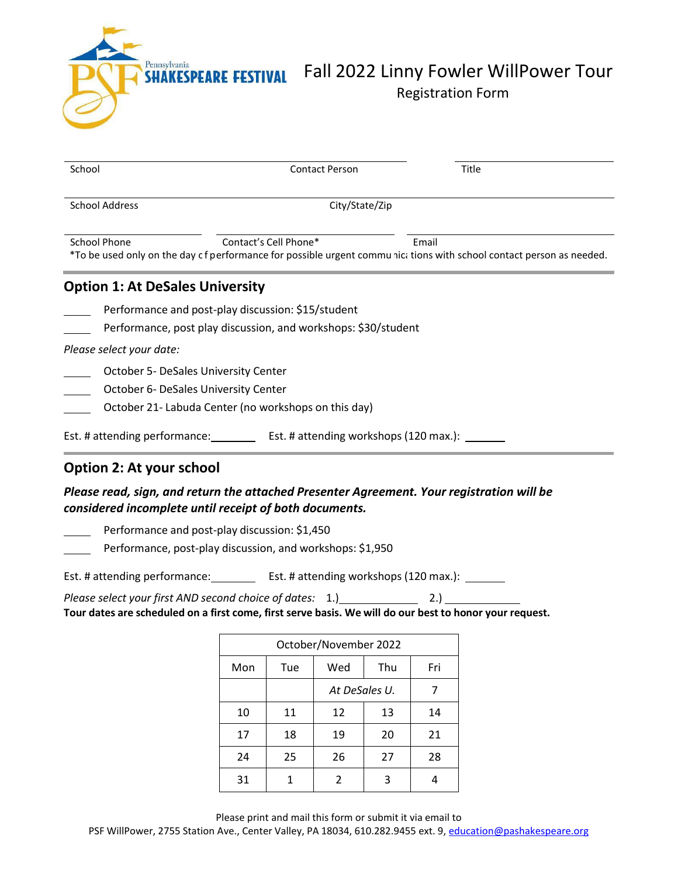Pennsylvania SHAKESPEARE FESTIVAL

# Fall 2022 Linny Fowler WillPower Tour

Registration Form

School ______________________ Contact Person ______________________ Title ______________________

School Address ______________________ City/State/Zip ______________________

School Phone ______________________ Contact's Cell Phone* ______________________ Email ______________________

*To be used only on the day of performance for possible urgent communications with school contact person as needed.

## Option 1: At DeSales University

_____ Performance and post-play discussion: $15/student

_____ Performance, post play discussion, and workshops: $30/student

*Please select your date:*

_____ October 5- DeSales University Center

_____ October 6- DeSales University Center

_____ October 21- Labuda Center (no workshops on this day)

Est. # attending performance: ________ Est. # attending workshops (120 max.): _______

## Option 2: At your school

***Please read, sign, and return the attached Presenter Agreement. Your registration will be considered incomplete until receipt of both documents.***

_____ Performance and post-play discussion: $1,450

_____ Performance, post-play discussion, and workshops: $1,950

Est. # attending performance: ________ Est. # attending workshops (120 max.): _______

*Please select your first AND second choice of dates:* 1.) _____________ 2.) _____________

**Tour dates are scheduled on a first come, first serve basis. We will do our best to honor your request.**

| October/November 2022 | | | | |
|---|---|---|---|---|
| Mon | Tue | Wed | Thu | Fri |
| | | *At DeSales U.* | | 7 |
| 10 | 11 | 12 | 13 | 14 |
| 17 | 18 | 19 | 20 | 21 |
| 24 | 25 | 26 | 27 | 28 |
| 31 | 1 | 2 | 3 | 4 |

Please print and mail this form or submit it via email to

PSF WillPower, 2755 Station Ave., Center Valley, PA 18034, 610.282.9455 ext. 9, education@pashakespeare.org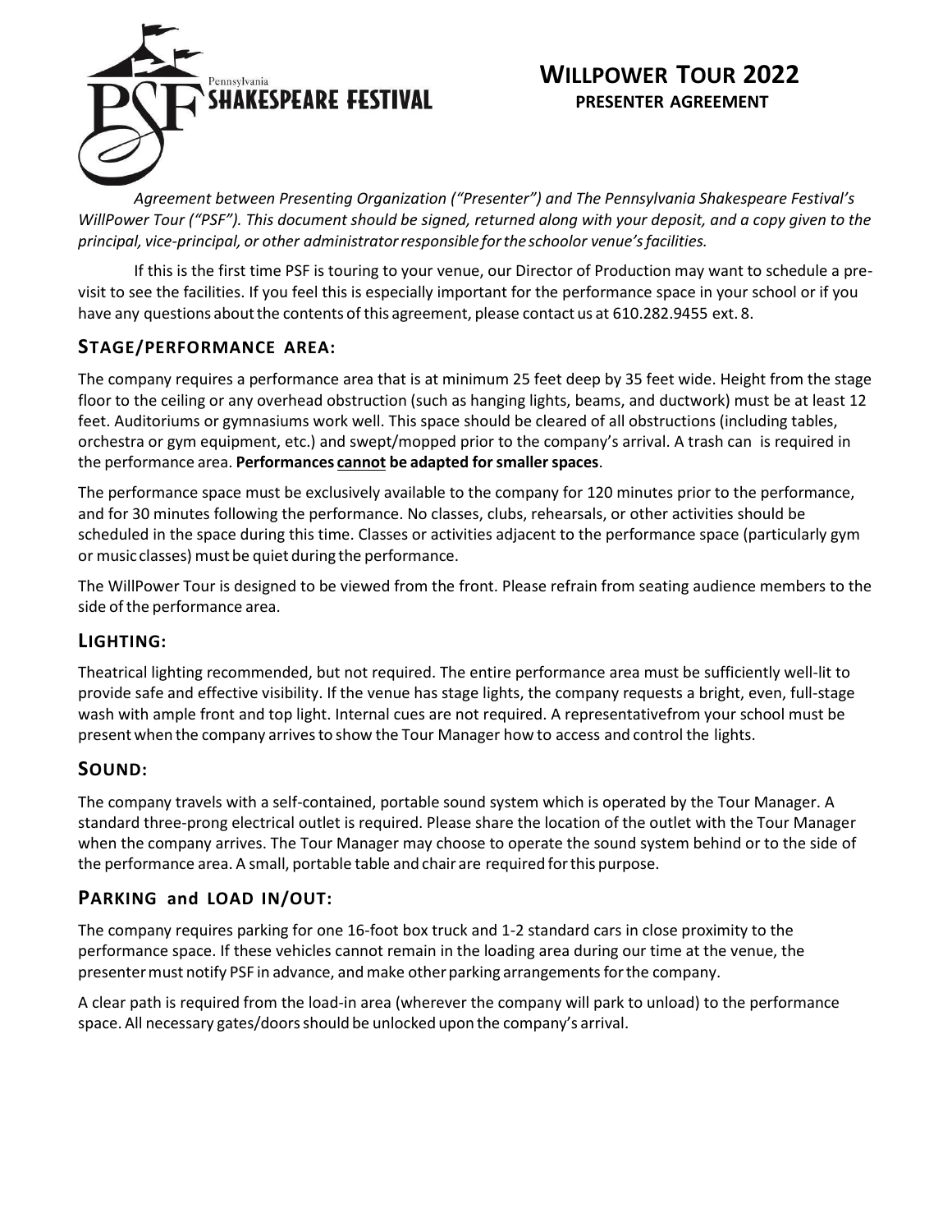# WILLPOWER TOUR 2022

## PRESENTER AGREEMENT

*Agreement between Presenting Organization ("Presenter") and The Pennsylvania Shakespeare Festival's WillPower Tour ("PSF"). This document should be signed, returned along with your deposit, and a copy given to the principal, vice-principal, or other administrator responsible for the schoolor venue's facilities.*

If this is the first time PSF is touring to your venue, our Director of Production may want to schedule a pre-visit to see the facilities. If you feel this is especially important for the performance space in your school or if you have any questions about the contents of this agreement, please contact us at 610.282.9455 ext. 8.

## STAGE/PERFORMANCE AREA:

The company requires a performance area that is at minimum 25 feet deep by 35 feet wide. Height from the stage floor to the ceiling or any overhead obstruction (such as hanging lights, beams, and ductwork) must be at least 12 feet. Auditoriums or gymnasiums work well. This space should be cleared of all obstructions (including tables, orchestra or gym equipment, etc.) and swept/mopped prior to the company's arrival. A trash can is required in the performance area. **Performances cannot be adapted for smaller spaces**.

The performance space must be exclusively available to the company for 120 minutes prior to the performance, and for 30 minutes following the performance. No classes, clubs, rehearsals, or other activities should be scheduled in the space during this time. Classes or activities adjacent to the performance space (particularly gym or music classes) must be quiet during the performance.

The WillPower Tour is designed to be viewed from the front. Please refrain from seating audience members to the side of the performance area.

## LIGHTING:

Theatrical lighting recommended, but not required. The entire performance area must be sufficiently well-lit to provide safe and effective visibility. If the venue has stage lights, the company requests a bright, even, full-stage wash with ample front and top light. Internal cues are not required. A representativefrom your school must be present when the company arrives to show the Tour Manager how to access and control the lights.

## SOUND:

The company travels with a self-contained, portable sound system which is operated by the Tour Manager. A standard three-prong electrical outlet is required. Please share the location of the outlet with the Tour Manager when the company arrives. The Tour Manager may choose to operate the sound system behind or to the side of the performance area. A small, portable table and chair are required for this purpose.

## PARKING and LOAD IN/OUT:

The company requires parking for one 16-foot box truck and 1-2 standard cars in close proximity to the performance space. If these vehicles cannot remain in the loading area during our time at the venue, the presenter must notify PSF in advance, and make other parking arrangements for the company.

A clear path is required from the load-in area (wherever the company will park to unload) to the performance space. All necessary gates/doors should be unlocked upon the company's arrival.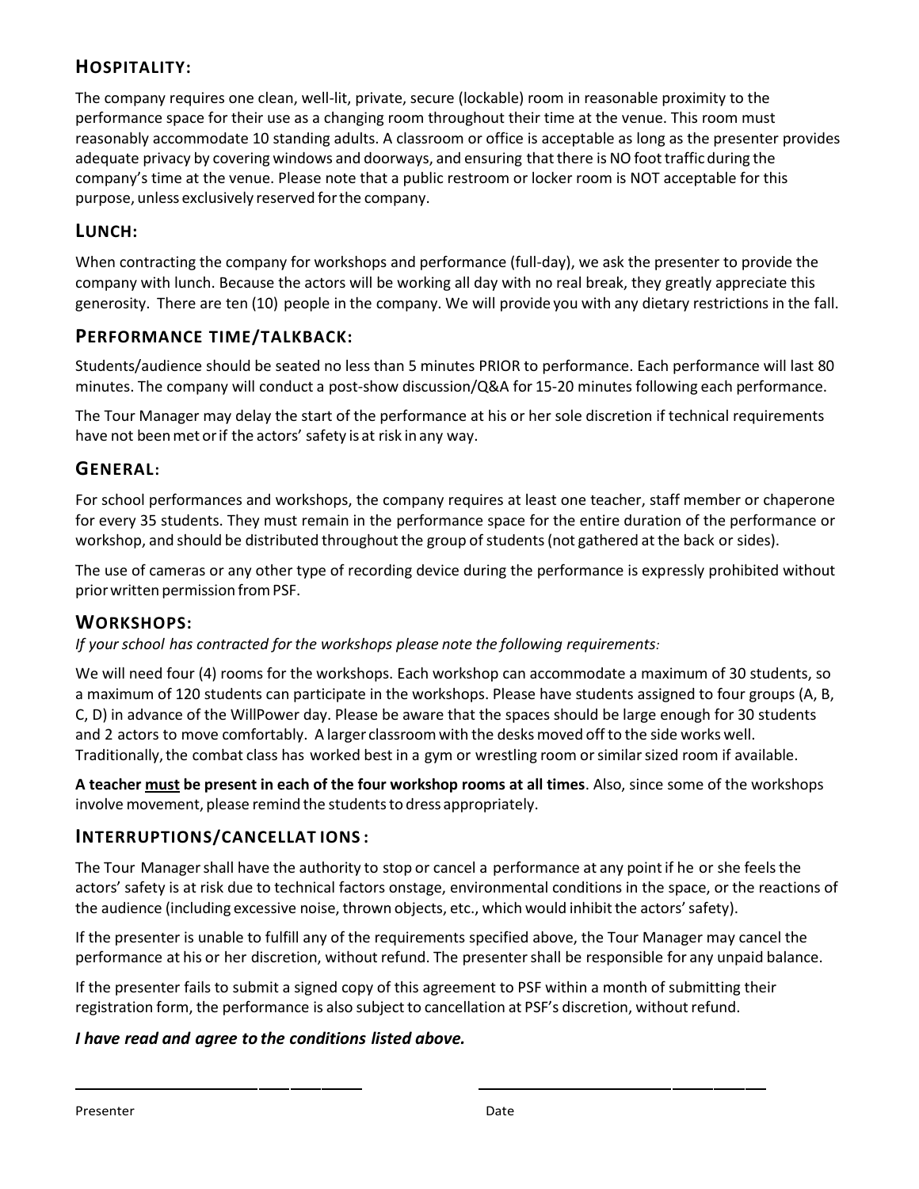## HOSPITALITY:

The company requires one clean, well-lit, private, secure (lockable) room in reasonable proximity to the performance space for their use as a changing room throughout their time at the venue. This room must reasonably accommodate 10 standing adults. A classroom or office is acceptable as long as the presenter provides adequate privacy by covering windows and doorways, and ensuring that there is NO foot traffic during the company's time at the venue. Please note that a public restroom or locker room is NOT acceptable for this purpose, unless exclusively reserved for the company.

## LUNCH:

When contracting the company for workshops and performance (full-day), we ask the presenter to provide the company with lunch. Because the actors will be working all day with no real break, they greatly appreciate this generosity. There are ten (10) people in the company. We will provide you with any dietary restrictions in the fall.

## PERFORMANCE TIME/TALKBACK:

Students/audience should be seated no less than 5 minutes PRIOR to performance. Each performance will last 80 minutes. The company will conduct a post-show discussion/Q&A for 15-20 minutes following each performance.

The Tour Manager may delay the start of the performance at his or her sole discretion if technical requirements have not been met or if the actors' safety is at risk in any way.

## GENERAL:

For school performances and workshops, the company requires at least one teacher, staff member or chaperone for every 35 students. They must remain in the performance space for the entire duration of the performance or workshop, and should be distributed throughout the group of students (not gathered at the back or sides).

The use of cameras or any other type of recording device during the performance is expressly prohibited without prior written permission from PSF.

## WORKSHOPS:

*If your school has contracted for the workshops please note the following requirements:*

We will need four (4) rooms for the workshops. Each workshop can accommodate a maximum of 30 students, so a maximum of 120 students can participate in the workshops. Please have students assigned to four groups (A, B, C, D) in advance of the WillPower day. Please be aware that the spaces should be large enough for 30 students and 2 actors to move comfortably. A larger classroom with the desks moved off to the side works well. Traditionally, the combat class has worked best in a gym or wrestling room or similar sized room if available.

**A teacher must be present in each of the four workshop rooms at all times**. Also, since some of the workshops involve movement, please remind the students to dress appropriately.

## INTERRUPTIONS/CANCELLATIONS:

The Tour Manager shall have the authority to stop or cancel a performance at any point if he or she feels the actors' safety is at risk due to technical factors onstage, environmental conditions in the space, or the reactions of the audience (including excessive noise, thrown objects, etc., which would inhibit the actors' safety).

If the presenter is unable to fulfill any of the requirements specified above, the Tour Manager may cancel the performance at his or her discretion, without refund. The presenter shall be responsible for any unpaid balance.

If the presenter fails to submit a signed copy of this agreement to PSF within a month of submitting their registration form, the performance is also subject to cancellation at PSF's discretion, without refund.

***I have read and agree to the conditions listed above.***

\_\_\_\_\_\_\_\_\_\_\_\_\_\_\_\_\_\_\_\_\_\_\_\_\_\_\_\_\_\_ \_\_\_\_\_\_\_\_\_\_\_\_\_\_\_\_\_\_\_\_\_\_\_\_\_\_\_\_\_\_

Presenter Date